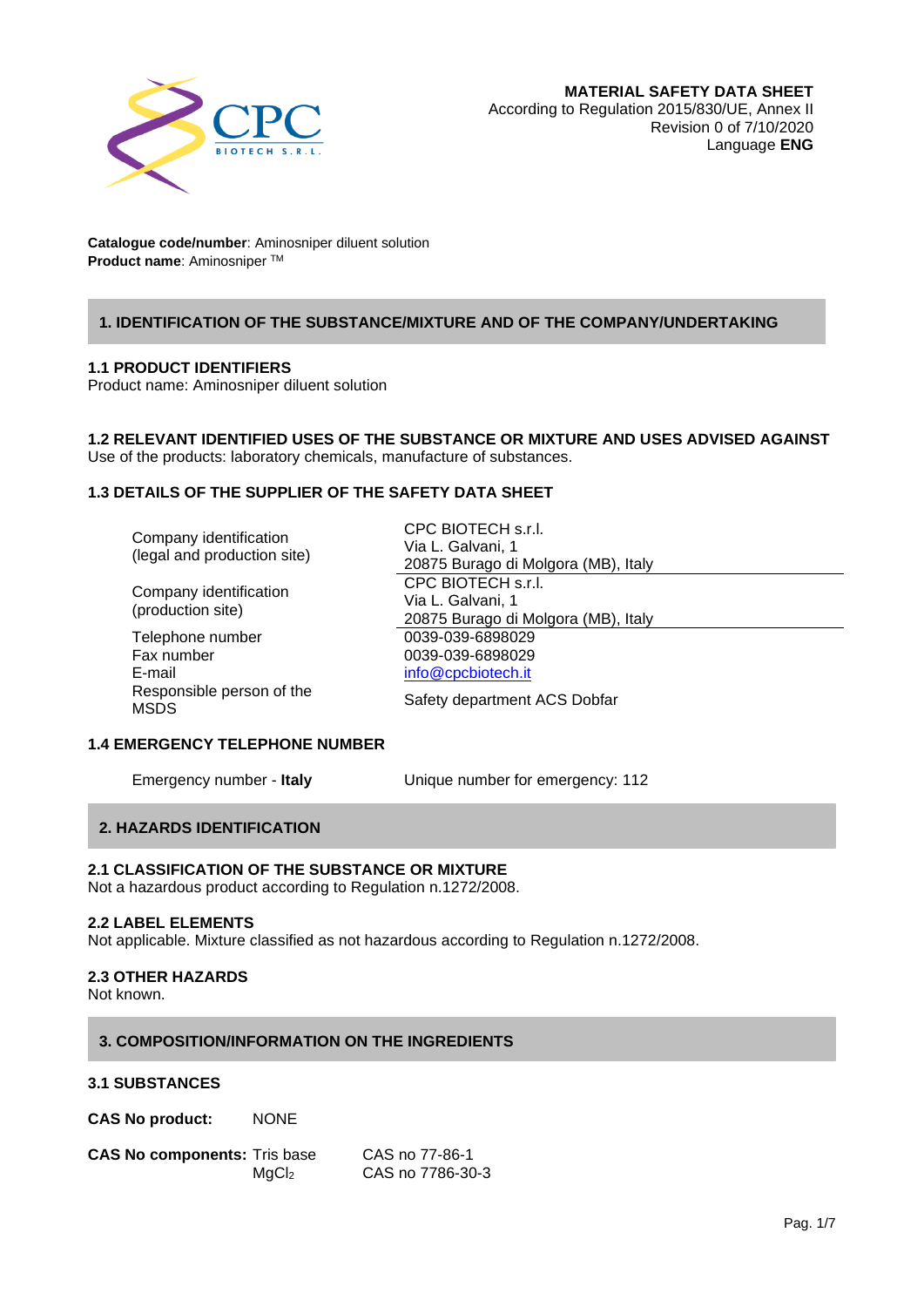**MATERIAL SAFETY DATA SHEET**
According to Regulation 2015/830/UE, Annex II
Revision 0 of 7/10/2020
Language **ENG**

**Catalogue code/number**: Aminosniper diluent solution
**Product name**: Aminosniper ™

## 1. IDENTIFICATION OF THE SUBSTANCE/MIXTURE AND OF THE COMPANY/UNDERTAKING

### 1.1 PRODUCT IDENTIFIERS

Product name: Aminosniper diluent solution

### 1.2 RELEVANT IDENTIFIED USES OF THE SUBSTANCE OR MIXTURE AND USES ADVISED AGAINST

Use of the products: laboratory chemicals, manufacture of substances.

### 1.3 DETAILS OF THE SUPPLIER OF THE SAFETY DATA SHEET

| | |
|---|---|
| Company identification (legal and production site) | CPC BIOTECH s.r.l. Via L. Galvani, 1 20875 Burago di Molgora (MB), Italy |
| Company identification (production site) | CPC BIOTECH s.r.l. Via L. Galvani, 1 20875 Burago di Molgora (MB), Italy |
| Telephone number | 0039-039-6898029 |
| Fax number | 0039-039-6898029 |
| E-mail | info@cpcbiotech.it |
| Responsible person of the MSDS | Safety department ACS Dobfar |

### 1.4 EMERGENCY TELEPHONE NUMBER

| | |
|---|---|
| Emergency number - **Italy** | Unique number for emergency: 112 |

## 2. HAZARDS IDENTIFICATION

### 2.1 CLASSIFICATION OF THE SUBSTANCE OR MIXTURE

Not a hazardous product according to Regulation n.1272/2008.

### 2.2 LABEL ELEMENTS

Not applicable. Mixture classified as not hazardous according to Regulation n.1272/2008.

### 2.3 OTHER HAZARDS

Not known.

## 3. COMPOSITION/INFORMATION ON THE INGREDIENTS

### 3.1 SUBSTANCES

**CAS No product:** NONE

| **CAS No components:** | | |
|---|---|---|
| | Tris base | CAS no 77-86-1 |
| | $MgCl_2$ | CAS no 7786-30-3 |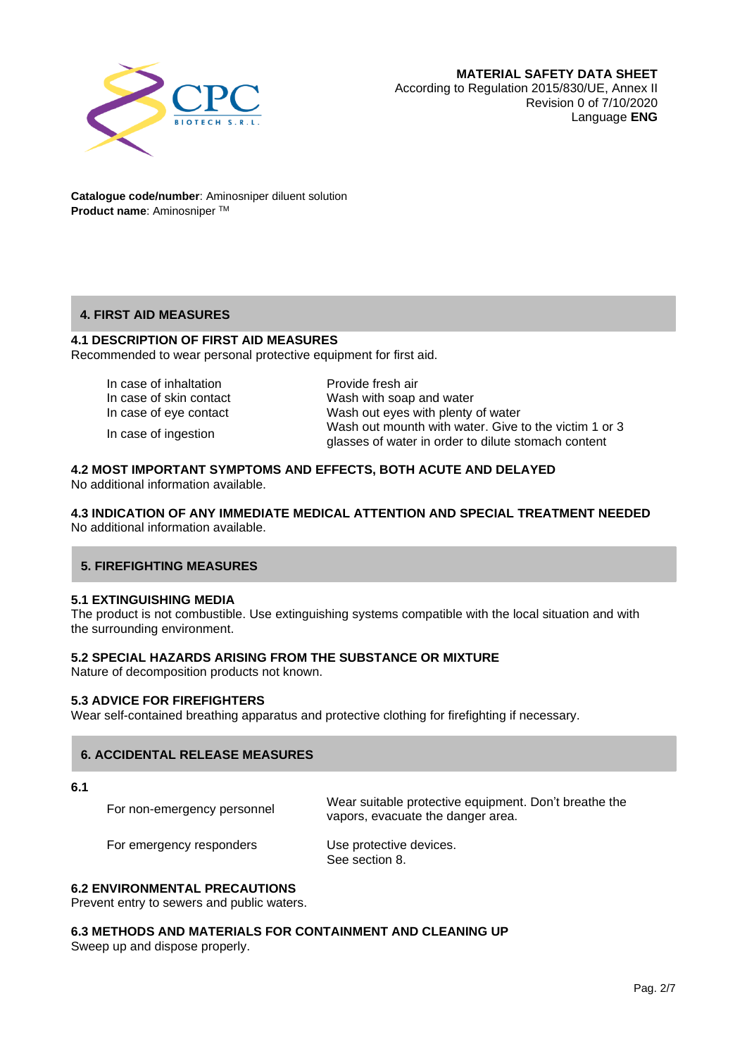**MATERIAL SAFETY DATA SHEET**
According to Regulation 2015/830/UE, Annex II
Revision 0 of 7/10/2020
Language **ENG**

**Catalogue code/number**: Aminosniper diluent solution
**Product name**: Aminosniper ™

## 4. FIRST AID MEASURES

### 4.1 DESCRIPTION OF FIRST AID MEASURES

Recommended to wear personal protective equipment for first aid.

| | |
|---|---|
| In case of inhaltation | Provide fresh air |
| In case of skin contact | Wash with soap and water |
| In case of eye contact | Wash out eyes with plenty of water |
| In case of ingestion | Wash out mounth with water. Give to the victim 1 or 3 glasses of water in order to dilute stomach content |

### 4.2 MOST IMPORTANT SYMPTOMS AND EFFECTS, BOTH ACUTE AND DELAYED

No additional information available.

### 4.3 INDICATION OF ANY IMMEDIATE MEDICAL ATTENTION AND SPECIAL TREATMENT NEEDED

No additional information available.

## 5. FIREFIGHTING MEASURES

### 5.1 EXTINGUISHING MEDIA

The product is not combustible. Use extinguishing systems compatible with the local situation and with the surrounding environment.

### 5.2 SPECIAL HAZARDS ARISING FROM THE SUBSTANCE OR MIXTURE

Nature of decomposition products not known.

### 5.3 ADVICE FOR FIREFIGHTERS

Wear self-contained breathing apparatus and protective clothing for firefighting if necessary.

## 6. ACCIDENTAL RELEASE MEASURES

### 6.1

| | |
|---|---|
| For non-emergency personnel | Wear suitable protective equipment. Don't breathe the vapors, evacuate the danger area. |
| For emergency responders | Use protective devices. See section 8. |

### 6.2 ENVIRONMENTAL PRECAUTIONS

Prevent entry to sewers and public waters.

### 6.3 METHODS AND MATERIALS FOR CONTAINMENT AND CLEANING UP

Sweep up and dispose properly.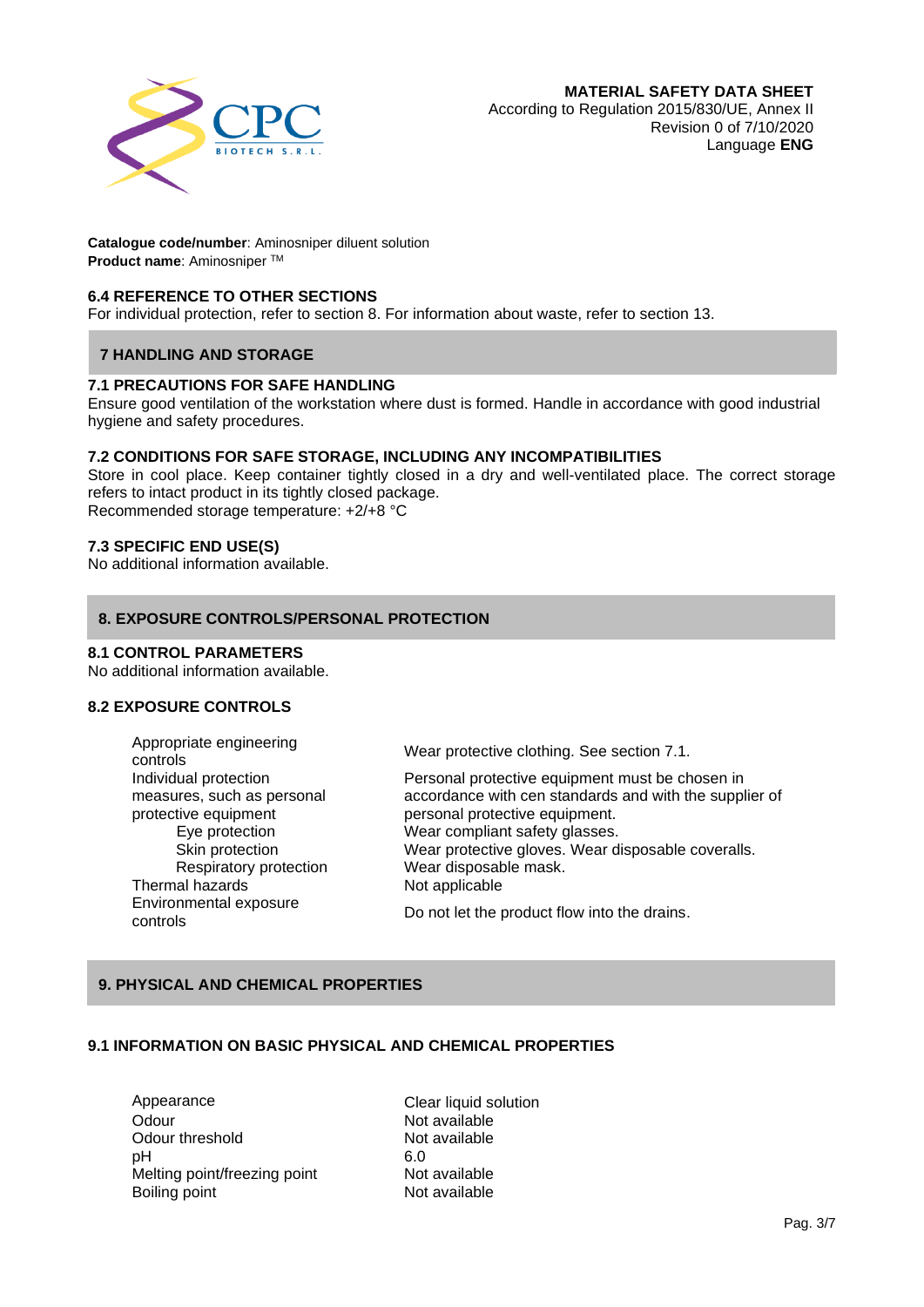**Catalogue code/number**: Aminosniper diluent solution
**Product name**: Aminosniper ™

### 6.4 REFERENCE TO OTHER SECTIONS

For individual protection, refer to section 8. For information about waste, refer to section 13.

## 7 HANDLING AND STORAGE

### 7.1 PRECAUTIONS FOR SAFE HANDLING

Ensure good ventilation of the workstation where dust is formed. Handle in accordance with good industrial hygiene and safety procedures.

### 7.2 CONDITIONS FOR SAFE STORAGE, INCLUDING ANY INCOMPATIBILITIES

Store in cool place. Keep container tightly closed in a dry and well-ventilated place. The correct storage refers to intact product in its tightly closed package.
Recommended storage temperature: +2/+8 °C

### 7.3 SPECIFIC END USE(S)

No additional information available.

## 8. EXPOSURE CONTROLS/PERSONAL PROTECTION

### 8.1 CONTROL PARAMETERS

No additional information available.

### 8.2 EXPOSURE CONTROLS

| | |
|---|---|
| Appropriate engineering controls | Wear protective clothing. See section 7.1. |
| Individual protection measures, such as personal protective equipment | Personal protective equipment must be chosen in accordance with cen standards and with the supplier of personal protective equipment. |
| Eye protection | Wear compliant safety glasses. |
| Skin protection | Wear protective gloves. Wear disposable coveralls. |
| Respiratory protection | Wear disposable mask. |
| Thermal hazards | Not applicable |
| Environmental exposure controls | Do not let the product flow into the drains. |

## 9. PHYSICAL AND CHEMICAL PROPERTIES

### 9.1 INFORMATION ON BASIC PHYSICAL AND CHEMICAL PROPERTIES

| | |
|---|---|
| Appearance | Clear liquid solution |
| Odour | Not available |
| Odour threshold | Not available |
| pH | 6.0 |
| Melting point/freezing point | Not available |
| Boiling point | Not available |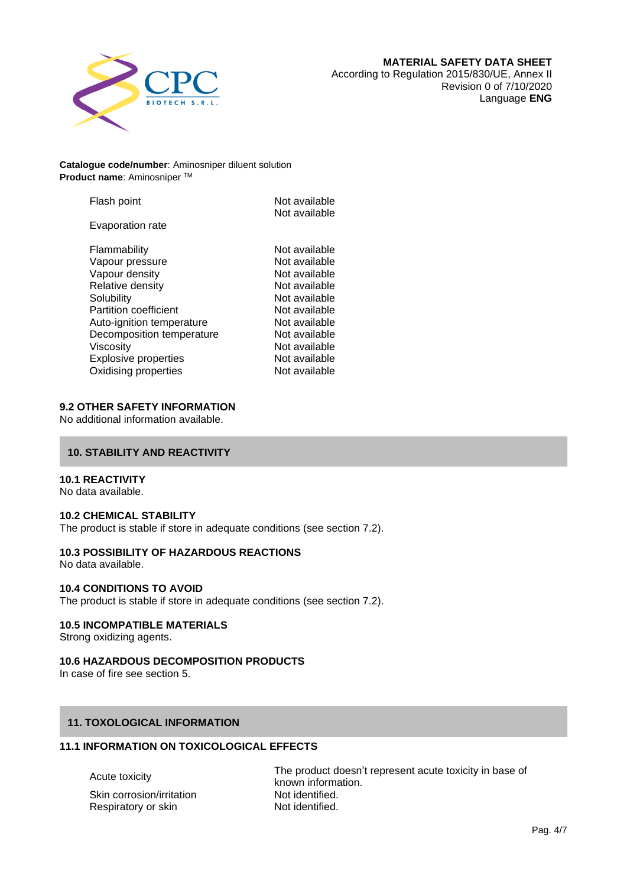**Catalogue code/number**: Aminosniper diluent solution
**Product name**: Aminosniper TM

| | |
|---|---|
| Flash point | Not available |
| Evaporation rate | Not available |
| Flammability | Not available |
| Vapour pressure | Not available |
| Vapour density | Not available |
| Relative density | Not available |
| Solubility | Not available |
| Partition coefficient | Not available |
| Auto-ignition temperature | Not available |
| Decomposition temperature | Not available |
| Viscosity | Not available |
| Explosive properties | Not available |
| Oxidising properties | Not available |

### 9.2 OTHER SAFETY INFORMATION

No additional information available.

## 10. STABILITY AND REACTIVITY

### 10.1 REACTIVITY

No data available.

### 10.2 CHEMICAL STABILITY

The product is stable if store in adequate conditions (see section 7.2).

### 10.3 POSSIBILITY OF HAZARDOUS REACTIONS

No data available.

### 10.4 CONDITIONS TO AVOID

The product is stable if store in adequate conditions (see section 7.2).

### 10.5 INCOMPATIBLE MATERIALS

Strong oxidizing agents.

### 10.6 HAZARDOUS DECOMPOSITION PRODUCTS

In case of fire see section 5.

## 11. TOXOLOGICAL INFORMATION

### 11.1 INFORMATION ON TOXICOLOGICAL EFFECTS

| | |
|---|---|
| Acute toxicity | The product doesn't represent acute toxicity in base of known information. |
| Skin corrosion/irritation | Not identified. |
| Respiratory or skin | Not identified. |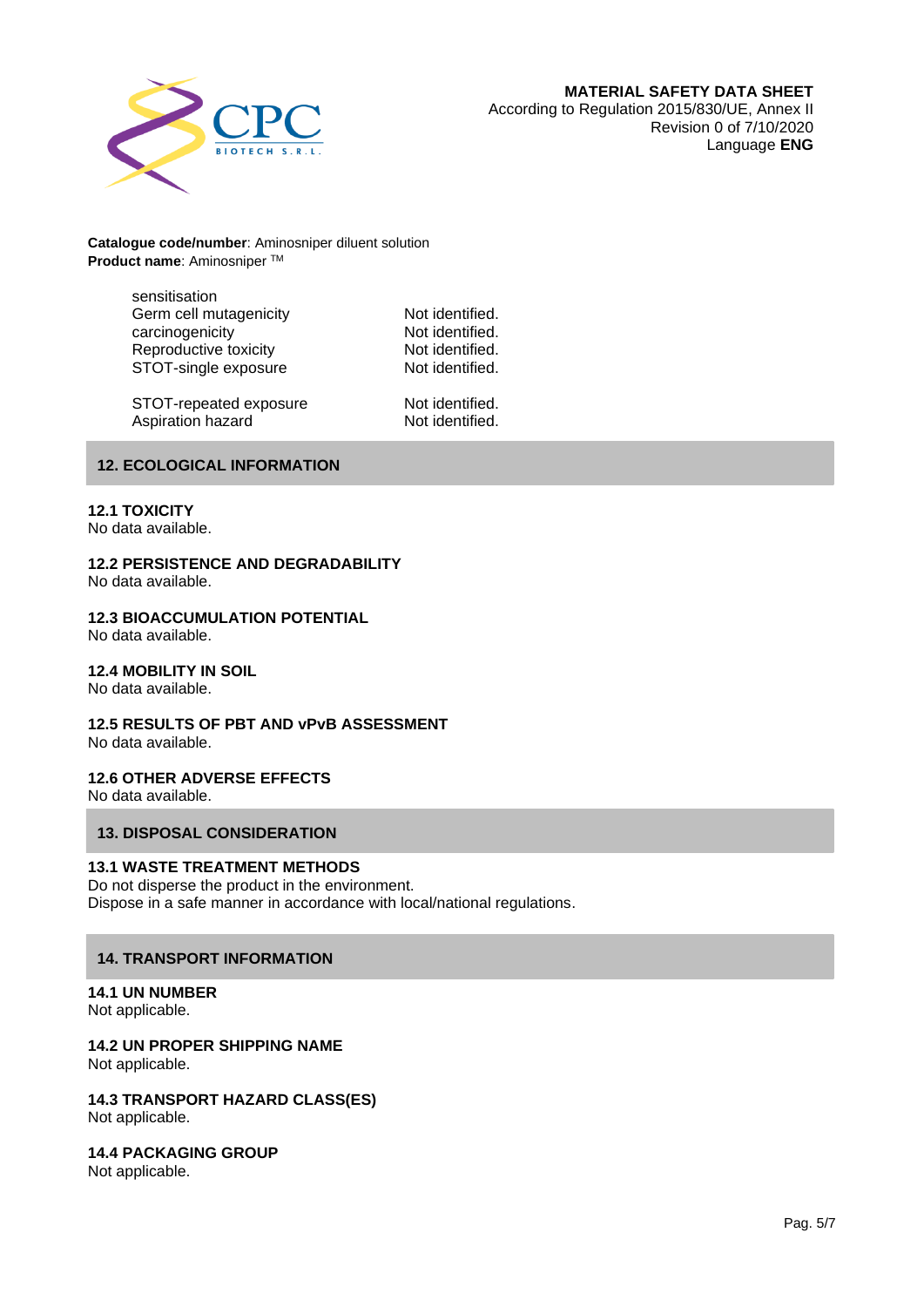**Catalogue code/number**: Aminosniper diluent solution
**Product name**: Aminosniper TM

| | |
|---|---|
| sensitisation | |
| Germ cell mutagenicity | Not identified. |
| carcinogenicity | Not identified. |
| Reproductive toxicity | Not identified. |
| STOT-single exposure | Not identified. |
| STOT-repeated exposure | Not identified. |
| Aspiration hazard | Not identified. |

## 12. ECOLOGICAL INFORMATION

### 12.1 TOXICITY
No data available.

### 12.2 PERSISTENCE AND DEGRADABILITY
No data available.

### 12.3 BIOACCUMULATION POTENTIAL
No data available.

### 12.4 MOBILITY IN SOIL
No data available.

### 12.5 RESULTS OF PBT AND vPvB ASSESSMENT
No data available.

### 12.6 OTHER ADVERSE EFFECTS
No data available.

## 13. DISPOSAL CONSIDERATION

### 13.1 WASTE TREATMENT METHODS
Do not disperse the product in the environment.
Dispose in a safe manner in accordance with local/national regulations.

## 14. TRANSPORT INFORMATION

### 14.1 UN NUMBER
Not applicable.

### 14.2 UN PROPER SHIPPING NAME
Not applicable.

### 14.3 TRANSPORT HAZARD CLASS(ES)
Not applicable.

### 14.4 PACKAGING GROUP
Not applicable.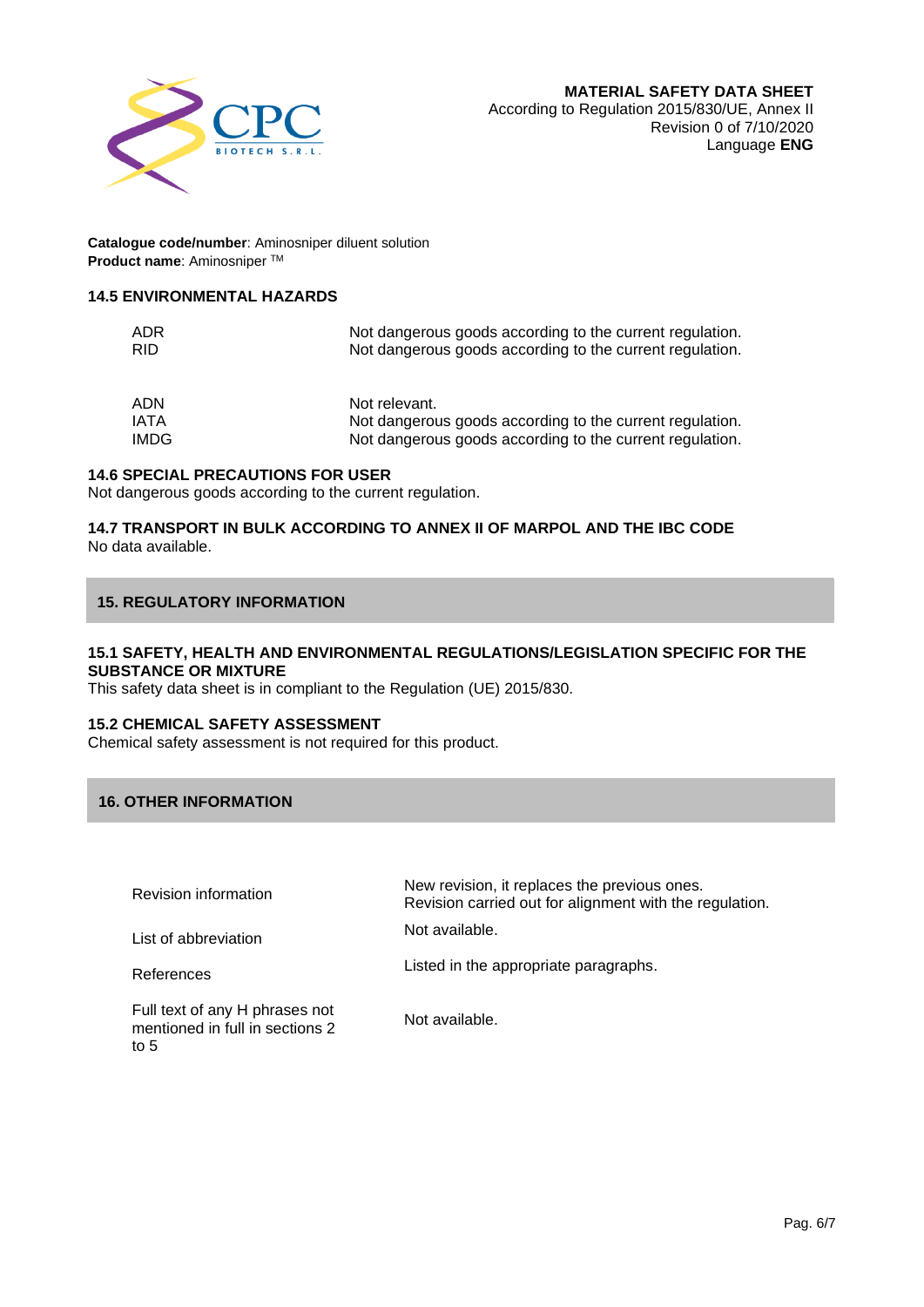**Catalogue code/number**: Aminosniper diluent solution
**Product name**: Aminosniper ™

### 14.5 ENVIRONMENTAL HAZARDS

| | |
|---|---|
| ADR | Not dangerous goods according to the current regulation. |
| RID | Not dangerous goods according to the current regulation. |
| ADN | Not relevant. |
| IATA | Not dangerous goods according to the current regulation. |
| IMDG | Not dangerous goods according to the current regulation. |

### 14.6 SPECIAL PRECAUTIONS FOR USER

Not dangerous goods according to the current regulation.

### 14.7 TRANSPORT IN BULK ACCORDING TO ANNEX II OF MARPOL AND THE IBC CODE

No data available.

## 15. REGULATORY INFORMATION

### 15.1 SAFETY, HEALTH AND ENVIRONMENTAL REGULATIONS/LEGISLATION SPECIFIC FOR THE SUBSTANCE OR MIXTURE

This safety data sheet is in compliant to the Regulation (UE) 2015/830.

### 15.2 CHEMICAL SAFETY ASSESSMENT

Chemical safety assessment is not required for this product.

## 16. OTHER INFORMATION

| | |
|---|---|
| Revision information | New revision, it replaces the previous ones.<br>Revision carried out for alignment with the regulation. |
| List of abbreviation | Not available. |
| References | Listed in the appropriate paragraphs. |
| Full text of any H phrases not mentioned in full in sections 2 to 5 | Not available. |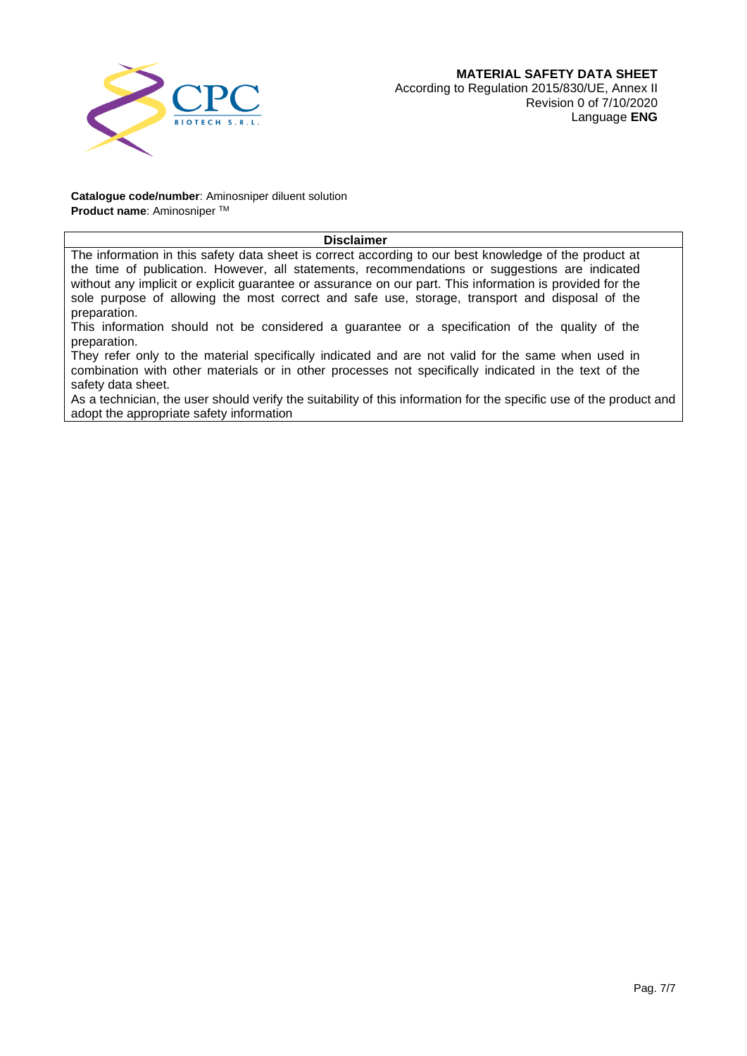**Catalogue code/number**: Aminosniper diluent solution
**Product name**: Aminosniper ™

| Disclaimer |
| --- |
| The information in this safety data sheet is correct according to our best knowledge of the product at the time of publication. However, all statements, recommendations or suggestions are indicated without any implicit or explicit guarantee or assurance on our part. This information is provided for the sole purpose of allowing the most correct and safe use, storage, transport and disposal of the preparation.<br>This information should not be considered a guarantee or a specification of the quality of the preparation.<br>They refer only to the material specifically indicated and are not valid for the same when used in combination with other materials or in other processes not specifically indicated in the text of the safety data sheet.<br>As a technician, the user should verify the suitability of this information for the specific use of the product and adopt the appropriate safety information |